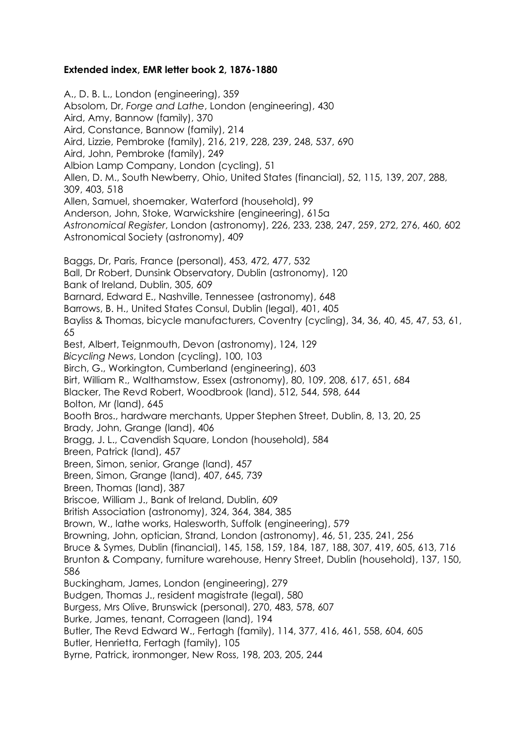**Extended index, EMR letter book 2, 1876-1880**

A., D. B. L., London (engineering), 359
Absolom, Dr, *Forge and Lathe*, London (engineering), 430
Aird, Amy, Bannow (family), 370
Aird, Constance, Bannow (family), 214
Aird, Lizzie, Pembroke (family), 216, 219, 228, 239, 248, 537, 690
Aird, John, Pembroke (family), 249
Albion Lamp Company, London (cycling), 51
Allen, D. M., South Newberry, Ohio, United States (financial), 52, 115, 139, 207, 288, 309, 403, 518
Allen, Samuel, shoemaker, Waterford (household), 99
Anderson, John, Stoke, Warwickshire (engineering), 615a
*Astronomical Register*, London (astronomy), 226, 233, 238, 247, 259, 272, 276, 460, 602
Astronomical Society (astronomy), 409

Baggs, Dr, Paris, France (personal), 453, 472, 477, 532
Ball, Dr Robert, Dunsink Observatory, Dublin (astronomy), 120
Bank of Ireland, Dublin, 305, 609
Barnard, Edward E., Nashville, Tennessee (astronomy), 648
Barrows, B. H., United States Consul, Dublin (legal), 401, 405
Bayliss & Thomas, bicycle manufacturers, Coventry (cycling), 34, 36, 40, 45, 47, 53, 61, 65
Best, Albert, Teignmouth, Devon (astronomy), 124, 129
*Bicycling News*, London (cycling), 100, 103
Birch, G., Workington, Cumberland (engineering), 603
Birt, William R., Walthamstow, Essex (astronomy), 80, 109, 208, 617, 651, 684
Blacker, The Revd Robert, Woodbrook (land), 512, 544, 598, 644
Bolton, Mr (land), 645
Booth Bros., hardware merchants, Upper Stephen Street, Dublin, 8, 13, 20, 25
Brady, John, Grange (land), 406
Bragg, J. L., Cavendish Square, London (household), 584
Breen, Patrick (land), 457
Breen, Simon, senior, Grange (land), 457
Breen, Simon, Grange (land), 407, 645, 739
Breen, Thomas (land), 387
Briscoe, William J., Bank of Ireland, Dublin, 609
British Association (astronomy), 324, 364, 384, 385
Brown, W., lathe works, Halesworth, Suffolk (engineering), 579
Browning, John, optician, Strand, London (astronomy), 46, 51, 235, 241, 256
Bruce & Symes, Dublin (financial), 145, 158, 159, 184, 187, 188, 307, 419, 605, 613, 716
Brunton & Company, furniture warehouse, Henry Street, Dublin (household), 137, 150, 586
Buckingham, James, London (engineering), 279
Budgen, Thomas J., resident magistrate (legal), 580
Burgess, Mrs Olive, Brunswick (personal), 270, 483, 578, 607
Burke, James, tenant, Corrageen (land), 194
Butler, The Revd Edward W., Fertagh (family), 114, 377, 416, 461, 558, 604, 605
Butler, Henrietta, Fertagh (family), 105
Byrne, Patrick, ironmonger, New Ross, 198, 203, 205, 244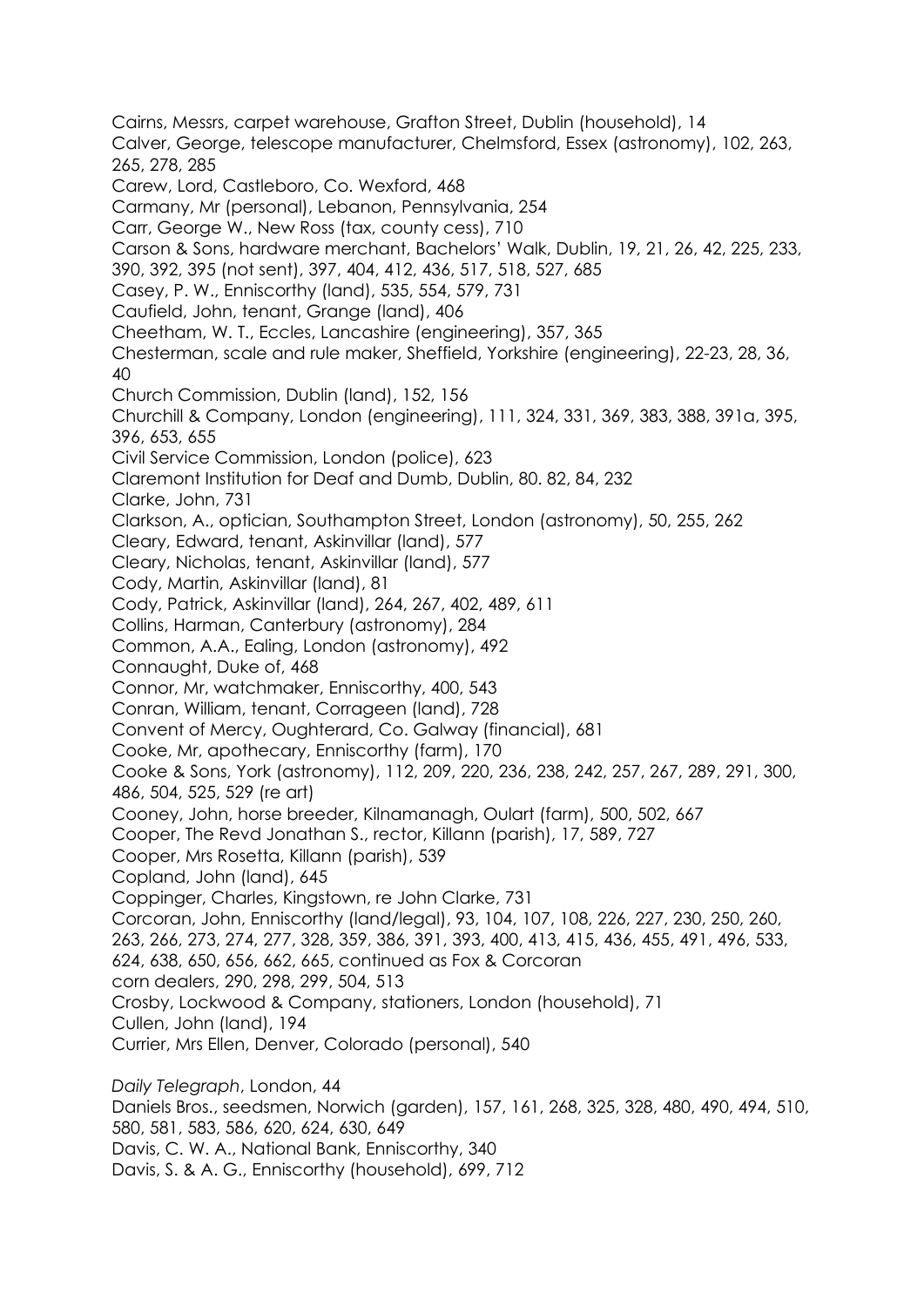Cairns, Messrs, carpet warehouse, Grafton Street, Dublin (household), 14

Calver, George, telescope manufacturer, Chelmsford, Essex (astronomy), 102, 263, 265, 278, 285

Carew, Lord, Castleboro, Co. Wexford, 468

Carmany, Mr (personal), Lebanon, Pennsylvania, 254

Carr, George W., New Ross (tax, county cess), 710

Carson & Sons, hardware merchant, Bachelors' Walk, Dublin, 19, 21, 26, 42, 225, 233, 390, 392, 395 (not sent), 397, 404, 412, 436, 517, 518, 527, 685

Casey, P. W., Enniscorthy (land), 535, 554, 579, 731

Caufield, John, tenant, Grange (land), 406

Cheetham, W. T., Eccles, Lancashire (engineering), 357, 365

Chesterman, scale and rule maker, Sheffield, Yorkshire (engineering), 22-23, 28, 36, 40

Church Commission, Dublin (land), 152, 156

Churchill & Company, London (engineering), 111, 324, 331, 369, 383, 388, 391a, 395, 396, 653, 655

Civil Service Commission, London (police), 623

Claremont Institution for Deaf and Dumb, Dublin, 80. 82, 84, 232

Clarke, John, 731

Clarkson, A., optician, Southampton Street, London (astronomy), 50, 255, 262

Cleary, Edward, tenant, Askinvillar (land), 577

Cleary, Nicholas, tenant, Askinvillar (land), 577

Cody, Martin, Askinvillar (land), 81

Cody, Patrick, Askinvillar (land), 264, 267, 402, 489, 611

Collins, Harman, Canterbury (astronomy), 284

Common, A.A., Ealing, London (astronomy), 492

Connaught, Duke of, 468

Connor, Mr, watchmaker, Enniscorthy, 400, 543

Conran, William, tenant, Corrageen (land), 728

Convent of Mercy, Oughterard, Co. Galway (financial), 681

Cooke, Mr, apothecary, Enniscorthy (farm), 170

Cooke & Sons, York (astronomy), 112, 209, 220, 236, 238, 242, 257, 267, 289, 291, 300, 486, 504, 525, 529 (re art)

Cooney, John, horse breeder, Kilnamanagh, Oulart (farm), 500, 502, 667

Cooper, The Revd Jonathan S., rector, Killann (parish), 17, 589, 727

Cooper, Mrs Rosetta, Killann (parish), 539

Copland, John (land), 645

Coppinger, Charles, Kingstown, re John Clarke, 731

Corcoran, John, Enniscorthy (land/legal), 93, 104, 107, 108, 226, 227, 230, 250, 260, 263, 266, 273, 274, 277, 328, 359, 386, 391, 393, 400, 413, 415, 436, 455, 491, 496, 533, 624, 638, 650, 656, 662, 665, continued as Fox & Corcoran

corn dealers, 290, 298, 299, 504, 513

Crosby, Lockwood & Company, stationers, London (household), 71

Cullen, John (land), 194

Currier, Mrs Ellen, Denver, Colorado (personal), 540

*Daily Telegraph*, London, 44

Daniels Bros., seedsmen, Norwich (garden), 157, 161, 268, 325, 328, 480, 490, 494, 510, 580, 581, 583, 586, 620, 624, 630, 649

Davis, C. W. A., National Bank, Enniscorthy, 340

Davis, S. & A. G., Enniscorthy (household), 699, 712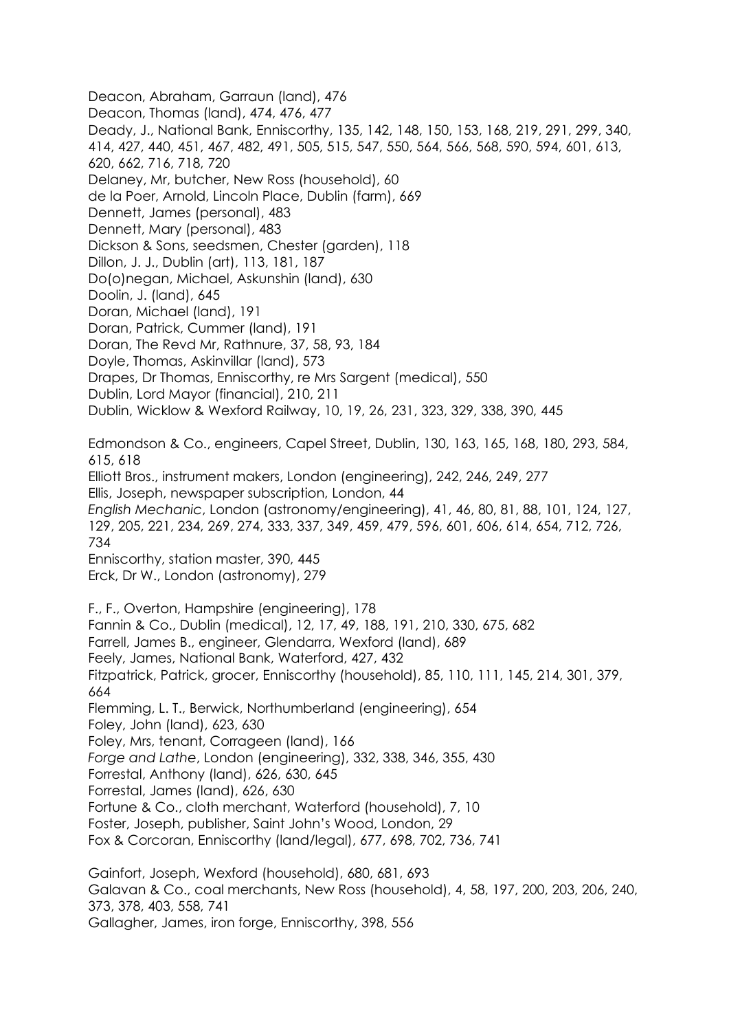Deacon, Abraham, Garraun (land), 476
Deacon, Thomas (land), 474, 476, 477
Deady, J., National Bank, Enniscorthy, 135, 142, 148, 150, 153, 168, 219, 291, 299, 340, 414, 427, 440, 451, 467, 482, 491, 505, 515, 547, 550, 564, 566, 568, 590, 594, 601, 613, 620, 662, 716, 718, 720
Delaney, Mr, butcher, New Ross (household), 60
de la Poer, Arnold, Lincoln Place, Dublin (farm), 669
Dennett, James (personal), 483
Dennett, Mary (personal), 483
Dickson & Sons, seedsmen, Chester (garden), 118
Dillon, J. J., Dublin (art), 113, 181, 187
Do(o)negan, Michael, Askunshin (land), 630
Doolin, J. (land), 645
Doran, Michael (land), 191
Doran, Patrick, Cummer (land), 191
Doran, The Revd Mr, Rathnure, 37, 58, 93, 184
Doyle, Thomas, Askinvillar (land), 573
Drapes, Dr Thomas, Enniscorthy, re Mrs Sargent (medical), 550
Dublin, Lord Mayor (financial), 210, 211
Dublin, Wicklow & Wexford Railway, 10, 19, 26, 231, 323, 329, 338, 390, 445

Edmondson & Co., engineers, Capel Street, Dublin, 130, 163, 165, 168, 180, 293, 584, 615, 618
Elliott Bros., instrument makers, London (engineering), 242, 246, 249, 277
Ellis, Joseph, newspaper subscription, London, 44
*English Mechanic*, London (astronomy/engineering), 41, 46, 80, 81, 88, 101, 124, 127, 129, 205, 221, 234, 269, 274, 333, 337, 349, 459, 479, 596, 601, 606, 614, 654, 712, 726, 734
Enniscorthy, station master, 390, 445
Erck, Dr W., London (astronomy), 279

F., F., Overton, Hampshire (engineering), 178
Fannin & Co., Dublin (medical), 12, 17, 49, 188, 191, 210, 330, 675, 682
Farrell, James B., engineer, Glendarra, Wexford (land), 689
Feely, James, National Bank, Waterford, 427, 432
Fitzpatrick, Patrick, grocer, Enniscorthy (household), 85, 110, 111, 145, 214, 301, 379, 664
Flemming, L. T., Berwick, Northumberland (engineering), 654
Foley, John (land), 623, 630
Foley, Mrs, tenant, Corrageen (land), 166
*Forge and Lathe*, London (engineering), 332, 338, 346, 355, 430
Forrestal, Anthony (land), 626, 630, 645
Forrestal, James (land), 626, 630
Fortune & Co., cloth merchant, Waterford (household), 7, 10
Foster, Joseph, publisher, Saint John's Wood, London, 29
Fox & Corcoran, Enniscorthy (land/legal), 677, 698, 702, 736, 741

Gainfort, Joseph, Wexford (household), 680, 681, 693
Galavan & Co., coal merchants, New Ross (household), 4, 58, 197, 200, 203, 206, 240, 373, 378, 403, 558, 741
Gallagher, James, iron forge, Enniscorthy, 398, 556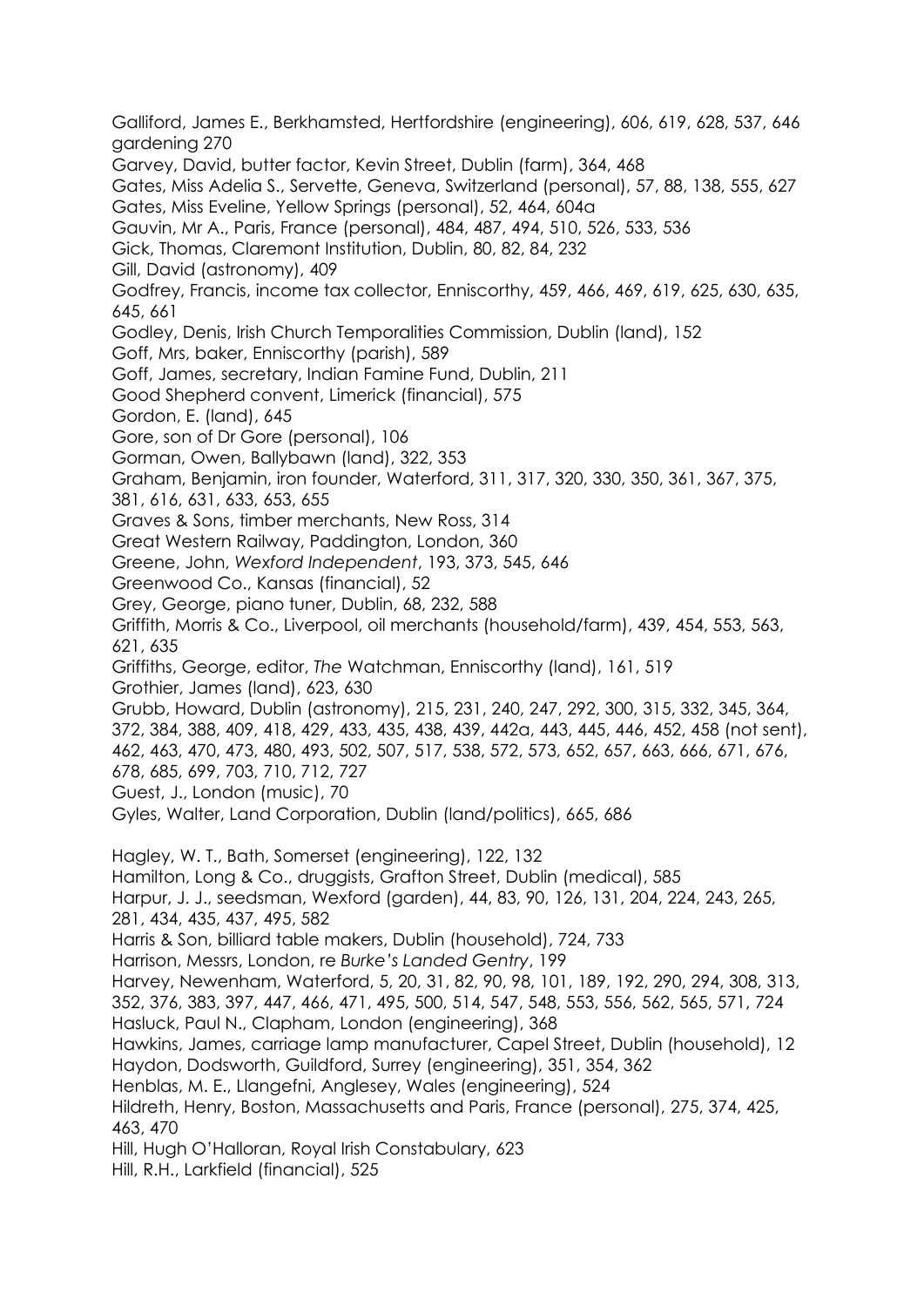Galliford, James E., Berkhamsted, Hertfordshire (engineering), 606, 619, 628, 537, 646
gardening 270
Garvey, David, butter factor, Kevin Street, Dublin (farm), 364, 468
Gates, Miss Adelia S., Servette, Geneva, Switzerland (personal), 57, 88, 138, 555, 627
Gates, Miss Eveline, Yellow Springs (personal), 52, 464, 604a
Gauvin, Mr A., Paris, France (personal), 484, 487, 494, 510, 526, 533, 536
Gick, Thomas, Claremont Institution, Dublin, 80, 82, 84, 232
Gill, David (astronomy), 409
Godfrey, Francis, income tax collector, Enniscorthy, 459, 466, 469, 619, 625, 630, 635, 645, 661
Godley, Denis, Irish Church Temporalities Commission, Dublin (land), 152
Goff, Mrs, baker, Enniscorthy (parish), 589
Goff, James, secretary, Indian Famine Fund, Dublin, 211
Good Shepherd convent, Limerick (financial), 575
Gordon, E. (land), 645
Gore, son of Dr Gore (personal), 106
Gorman, Owen, Ballybawn (land), 322, 353
Graham, Benjamin, iron founder, Waterford, 311, 317, 320, 330, 350, 361, 367, 375, 381, 616, 631, 633, 653, 655
Graves & Sons, timber merchants, New Ross, 314
Great Western Railway, Paddington, London, 360
Greene, John, *Wexford Independent*, 193, 373, 545, 646
Greenwood Co., Kansas (financial), 52
Grey, George, piano tuner, Dublin, 68, 232, 588
Griffith, Morris & Co., Liverpool, oil merchants (household/farm), 439, 454, 553, 563, 621, 635
Griffiths, George, editor, *The* Watchman, Enniscorthy (land), 161, 519
Grothier, James (land), 623, 630
Grubb, Howard, Dublin (astronomy), 215, 231, 240, 247, 292, 300, 315, 332, 345, 364, 372, 384, 388, 409, 418, 429, 433, 435, 438, 439, 442a, 443, 445, 446, 452, 458 (not sent), 462, 463, 470, 473, 480, 493, 502, 507, 517, 538, 572, 573, 652, 657, 663, 666, 671, 676, 678, 685, 699, 703, 710, 712, 727
Guest, J., London (music), 70
Gyles, Walter, Land Corporation, Dublin (land/politics), 665, 686

Hagley, W. T., Bath, Somerset (engineering), 122, 132
Hamilton, Long & Co., druggists, Grafton Street, Dublin (medical), 585
Harpur, J. J., seedsman, Wexford (garden), 44, 83, 90, 126, 131, 204, 224, 243, 265, 281, 434, 435, 437, 495, 582
Harris & Son, billiard table makers, Dublin (household), 724, 733
Harrison, Messrs, London, re *Burke's Landed Gentry*, 199
Harvey, Newenham, Waterford, 5, 20, 31, 82, 90, 98, 101, 189, 192, 290, 294, 308, 313, 352, 376, 383, 397, 447, 466, 471, 495, 500, 514, 547, 548, 553, 556, 562, 565, 571, 724
Hasluck, Paul N., Clapham, London (engineering), 368
Hawkins, James, carriage lamp manufacturer, Capel Street, Dublin (household), 12
Haydon, Dodsworth, Guildford, Surrey (engineering), 351, 354, 362
Henblas, M. E., Llangefni, Anglesey, Wales (engineering), 524
Hildreth, Henry, Boston, Massachusetts and Paris, France (personal), 275, 374, 425, 463, 470
Hill, Hugh O'Halloran, Royal Irish Constabulary, 623
Hill, R.H., Larkfield (financial), 525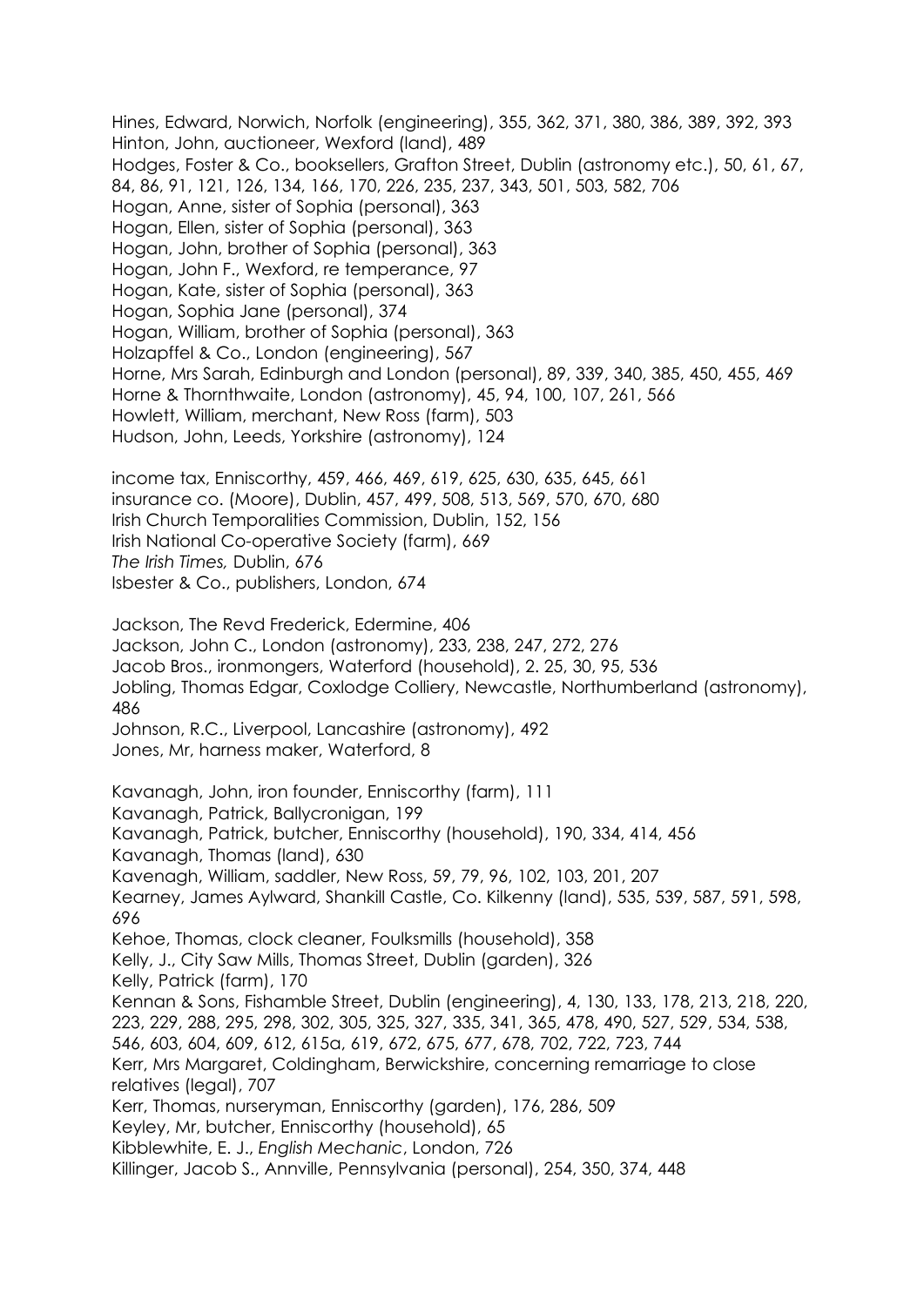Hines, Edward, Norwich, Norfolk (engineering), 355, 362, 371, 380, 386, 389, 392, 393
Hinton, John, auctioneer, Wexford (land), 489
Hodges, Foster & Co., booksellers, Grafton Street, Dublin (astronomy etc.), 50, 61, 67, 84, 86, 91, 121, 126, 134, 166, 170, 226, 235, 237, 343, 501, 503, 582, 706
Hogan, Anne, sister of Sophia (personal), 363
Hogan, Ellen, sister of Sophia (personal), 363
Hogan, John, brother of Sophia (personal), 363
Hogan, John F., Wexford, re temperance, 97
Hogan, Kate, sister of Sophia (personal), 363
Hogan, Sophia Jane (personal), 374
Hogan, William, brother of Sophia (personal), 363
Holzapffel & Co., London (engineering), 567
Horne, Mrs Sarah, Edinburgh and London (personal), 89, 339, 340, 385, 450, 455, 469
Horne & Thornthwaite, London (astronomy), 45, 94, 100, 107, 261, 566
Howlett, William, merchant, New Ross (farm), 503
Hudson, John, Leeds, Yorkshire (astronomy), 124

income tax, Enniscorthy, 459, 466, 469, 619, 625, 630, 635, 645, 661
insurance co. (Moore), Dublin, 457, 499, 508, 513, 569, 570, 670, 680
Irish Church Temporalities Commission, Dublin, 152, 156
Irish National Co-operative Society (farm), 669
*The Irish Times,* Dublin, 676
Isbester & Co., publishers, London, 674

Jackson, The Revd Frederick, Edermine, 406
Jackson, John C., London (astronomy), 233, 238, 247, 272, 276
Jacob Bros., ironmongers, Waterford (household), 2. 25, 30, 95, 536
Jobling, Thomas Edgar, Coxlodge Colliery, Newcastle, Northumberland (astronomy), 486
Johnson, R.C., Liverpool, Lancashire (astronomy), 492
Jones, Mr, harness maker, Waterford, 8

Kavanagh, John, iron founder, Enniscorthy (farm), 111
Kavanagh, Patrick, Ballycronigan, 199
Kavanagh, Patrick, butcher, Enniscorthy (household), 190, 334, 414, 456
Kavanagh, Thomas (land), 630
Kavenagh, William, saddler, New Ross, 59, 79, 96, 102, 103, 201, 207
Kearney, James Aylward, Shankill Castle, Co. Kilkenny (land), 535, 539, 587, 591, 598, 696
Kehoe, Thomas, clock cleaner, Foulksmills (household), 358
Kelly, J., City Saw Mills, Thomas Street, Dublin (garden), 326
Kelly, Patrick (farm), 170
Kennan & Sons, Fishamble Street, Dublin (engineering), 4, 130, 133, 178, 213, 218, 220, 223, 229, 288, 295, 298, 302, 305, 325, 327, 335, 341, 365, 478, 490, 527, 529, 534, 538, 546, 603, 604, 609, 612, 615a, 619, 672, 675, 677, 678, 702, 722, 723, 744
Kerr, Mrs Margaret, Coldingham, Berwickshire, concerning remarriage to close relatives (legal), 707
Kerr, Thomas, nurseryman, Enniscorthy (garden), 176, 286, 509
Keyley, Mr, butcher, Enniscorthy (household), 65
Kibblewhite, E. J., *English Mechanic*, London, 726
Killinger, Jacob S., Annville, Pennsylvania (personal), 254, 350, 374, 448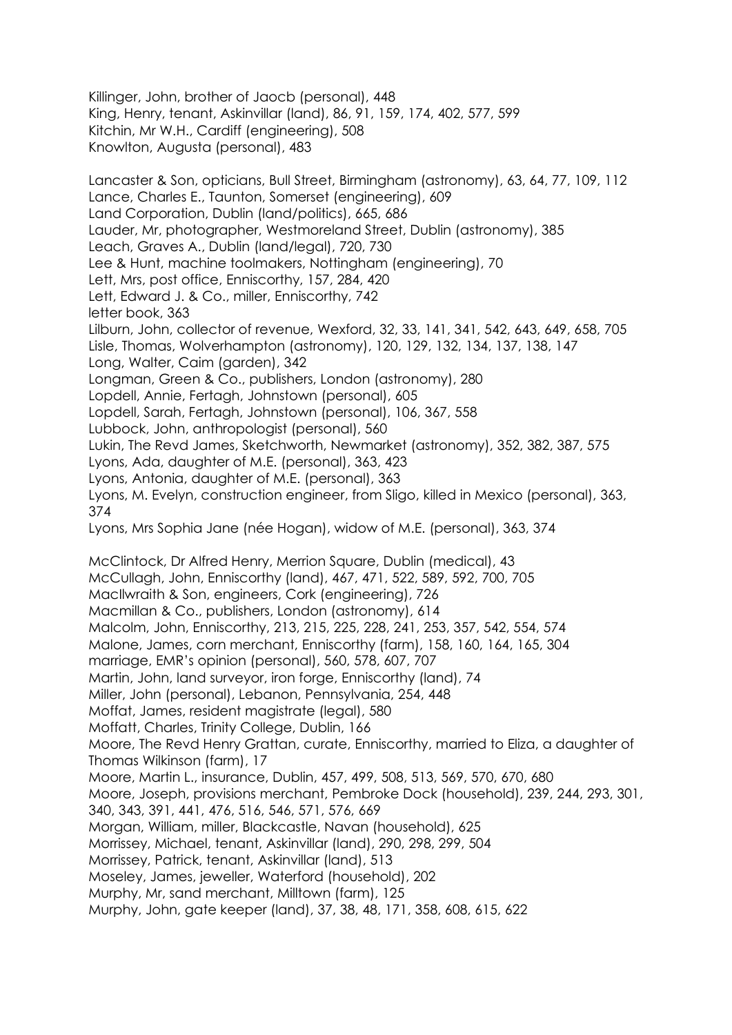Killinger, John, brother of Jaocb (personal), 448
King, Henry, tenant, Askinvillar (land), 86, 91, 159, 174, 402, 577, 599
Kitchin, Mr W.H., Cardiff (engineering), 508
Knowlton, Augusta (personal), 483

Lancaster & Son, opticians, Bull Street, Birmingham (astronomy), 63, 64, 77, 109, 112
Lance, Charles E., Taunton, Somerset (engineering), 609
Land Corporation, Dublin (land/politics), 665, 686
Lauder, Mr, photographer, Westmoreland Street, Dublin (astronomy), 385
Leach, Graves A., Dublin (land/legal), 720, 730
Lee & Hunt, machine toolmakers, Nottingham (engineering), 70
Lett, Mrs, post office, Enniscorthy, 157, 284, 420
Lett, Edward J. & Co., miller, Enniscorthy, 742
letter book, 363
Lilburn, John, collector of revenue, Wexford, 32, 33, 141, 341, 542, 643, 649, 658, 705
Lisle, Thomas, Wolverhampton (astronomy), 120, 129, 132, 134, 137, 138, 147
Long, Walter, Caim (garden), 342
Longman, Green & Co., publishers, London (astronomy), 280
Lopdell, Annie, Fertagh, Johnstown (personal), 605
Lopdell, Sarah, Fertagh, Johnstown (personal), 106, 367, 558
Lubbock, John, anthropologist (personal), 560
Lukin, The Revd James, Sketchworth, Newmarket (astronomy), 352, 382, 387, 575
Lyons, Ada, daughter of M.E. (personal), 363, 423
Lyons, Antonia, daughter of M.E. (personal), 363
Lyons, M. Evelyn, construction engineer, from Sligo, killed in Mexico (personal), 363, 374
Lyons, Mrs Sophia Jane (née Hogan), widow of M.E. (personal), 363, 374

McClintock, Dr Alfred Henry, Merrion Square, Dublin (medical), 43
McCullagh, John, Enniscorthy (land), 467, 471, 522, 589, 592, 700, 705
MacIlwraith & Son, engineers, Cork (engineering), 726
Macmillan & Co., publishers, London (astronomy), 614
Malcolm, John, Enniscorthy, 213, 215, 225, 228, 241, 253, 357, 542, 554, 574
Malone, James, corn merchant, Enniscorthy (farm), 158, 160, 164, 165, 304
marriage, EMR's opinion (personal), 560, 578, 607, 707
Martin, John, land surveyor, iron forge, Enniscorthy (land), 74
Miller, John (personal), Lebanon, Pennsylvania, 254, 448
Moffat, James, resident magistrate (legal), 580
Moffatt, Charles, Trinity College, Dublin, 166
Moore, The Revd Henry Grattan, curate, Enniscorthy, married to Eliza, a daughter of Thomas Wilkinson (farm), 17
Moore, Martin L., insurance, Dublin, 457, 499, 508, 513, 569, 570, 670, 680
Moore, Joseph, provisions merchant, Pembroke Dock (household), 239, 244, 293, 301, 340, 343, 391, 441, 476, 516, 546, 571, 576, 669
Morgan, William, miller, Blackcastle, Navan (household), 625
Morrissey, Michael, tenant, Askinvillar (land), 290, 298, 299, 504
Morrissey, Patrick, tenant, Askinvillar (land), 513
Moseley, James, jeweller, Waterford (household), 202
Murphy, Mr, sand merchant, Milltown (farm), 125
Murphy, John, gate keeper (land), 37, 38, 48, 171, 358, 608, 615, 622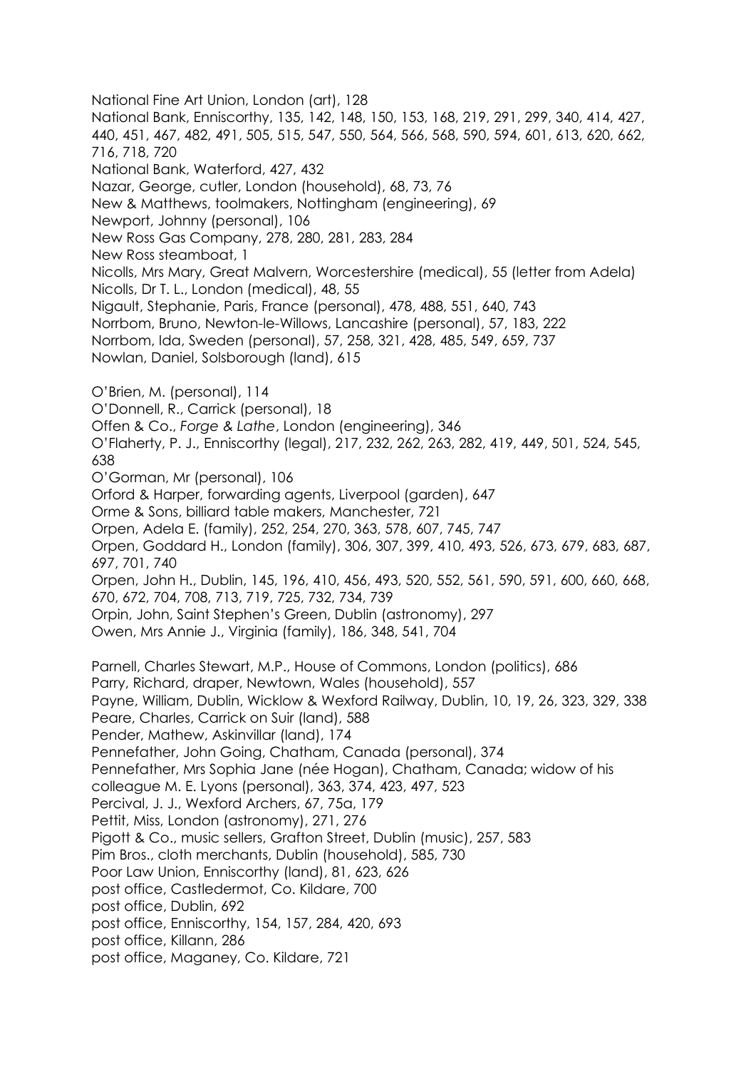National Fine Art Union, London (art), 128
National Bank, Enniscorthy, 135, 142, 148, 150, 153, 168, 219, 291, 299, 340, 414, 427, 440, 451, 467, 482, 491, 505, 515, 547, 550, 564, 566, 568, 590, 594, 601, 613, 620, 662, 716, 718, 720
National Bank, Waterford, 427, 432
Nazar, George, cutler, London (household), 68, 73, 76
New & Matthews, toolmakers, Nottingham (engineering), 69
Newport, Johnny (personal), 106
New Ross Gas Company, 278, 280, 281, 283, 284
New Ross steamboat, 1
Nicolls, Mrs Mary, Great Malvern, Worcestershire (medical), 55 (letter from Adela)
Nicolls, Dr T. L., London (medical), 48, 55
Nigault, Stephanie, Paris, France (personal), 478, 488, 551, 640, 743
Norrbom, Bruno, Newton-le-Willows, Lancashire (personal), 57, 183, 222
Norrbom, Ida, Sweden (personal), 57, 258, 321, 428, 485, 549, 659, 737
Nowlan, Daniel, Solsborough (land), 615

O'Brien, M. (personal), 114
O'Donnell, R., Carrick (personal), 18
Offen & Co., *Forge & Lathe*, London (engineering), 346
O'Flaherty, P. J., Enniscorthy (legal), 217, 232, 262, 263, 282, 419, 449, 501, 524, 545, 638
O'Gorman, Mr (personal), 106
Orford & Harper, forwarding agents, Liverpool (garden), 647
Orme & Sons, billiard table makers, Manchester, 721
Orpen, Adela E. (family), 252, 254, 270, 363, 578, 607, 745, 747
Orpen, Goddard H., London (family), 306, 307, 399, 410, 493, 526, 673, 679, 683, 687, 697, 701, 740
Orpen, John H., Dublin, 145, 196, 410, 456, 493, 520, 552, 561, 590, 591, 600, 660, 668, 670, 672, 704, 708, 713, 719, 725, 732, 734, 739
Orpin, John, Saint Stephen's Green, Dublin (astronomy), 297
Owen, Mrs Annie J., Virginia (family), 186, 348, 541, 704

Parnell, Charles Stewart, M.P., House of Commons, London (politics), 686
Parry, Richard, draper, Newtown, Wales (household), 557
Payne, William, Dublin, Wicklow & Wexford Railway, Dublin, 10, 19, 26, 323, 329, 338
Peare, Charles, Carrick on Suir (land), 588
Pender, Mathew, Askinvillar (land), 174
Pennefather, John Going, Chatham, Canada (personal), 374
Pennefather, Mrs Sophia Jane (née Hogan), Chatham, Canada; widow of his colleague M. E. Lyons (personal), 363, 374, 423, 497, 523
Percival, J. J., Wexford Archers, 67, 75a, 179
Pettit, Miss, London (astronomy), 271, 276
Pigott & Co., music sellers, Grafton Street, Dublin (music), 257, 583
Pim Bros., cloth merchants, Dublin (household), 585, 730
Poor Law Union, Enniscorthy (land), 81, 623, 626
post office, Castledermot, Co. Kildare, 700
post office, Dublin, 692
post office, Enniscorthy, 154, 157, 284, 420, 693
post office, Killann, 286
post office, Maganey, Co. Kildare, 721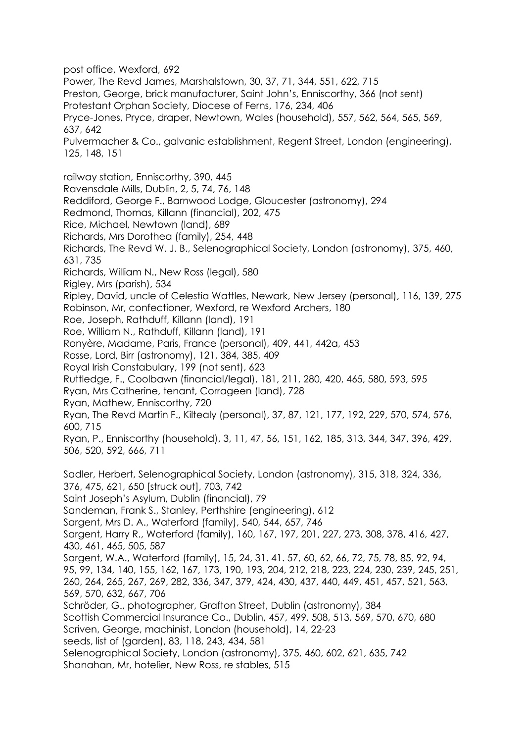post office, Wexford, 692
Power, The Revd James, Marshalstown, 30, 37, 71, 344, 551, 622, 715
Preston, George, brick manufacturer, Saint John's, Enniscorthy, 366 (not sent)
Protestant Orphan Society, Diocese of Ferns, 176, 234, 406
Pryce-Jones, Pryce, draper, Newtown, Wales (household), 557, 562, 564, 565, 569, 637, 642
Pulvermacher & Co., galvanic establishment, Regent Street, London (engineering), 125, 148, 151

railway station, Enniscorthy, 390, 445
Ravensdale Mills, Dublin, 2, 5, 74, 76, 148
Reddiford, George F., Barnwood Lodge, Gloucester (astronomy), 294
Redmond, Thomas, Killann (financial), 202, 475
Rice, Michael, Newtown (land), 689
Richards, Mrs Dorothea (family), 254, 448
Richards, The Revd W. J. B., Selenographical Society, London (astronomy), 375, 460, 631, 735
Richards, William N., New Ross (legal), 580
Rigley, Mrs (parish), 534
Ripley, David, uncle of Celestia Wattles, Newark, New Jersey (personal), 116, 139, 275
Robinson, Mr, confectioner, Wexford, re Wexford Archers, 180
Roe, Joseph, Rathduff, Killann (land), 191
Roe, William N., Rathduff, Killann (land), 191
Ronyère, Madame, Paris, France (personal), 409, 441, 442a, 453
Rosse, Lord, Birr (astronomy), 121, 384, 385, 409
Royal Irish Constabulary, 199 (not sent), 623
Ruttledge, F., Coolbawn (financial/legal), 181, 211, 280, 420, 465, 580, 593, 595
Ryan, Mrs Catherine, tenant, Corrageen (land), 728
Ryan, Mathew, Enniscorthy, 720
Ryan, The Revd Martin F., Kiltealy (personal), 37, 87, 121, 177, 192, 229, 570, 574, 576, 600, 715
Ryan, P., Enniscorthy (household), 3, 11, 47, 56, 151, 162, 185, 313, 344, 347, 396, 429, 506, 520, 592, 666, 711

Sadler, Herbert, Selenographical Society, London (astronomy), 315, 318, 324, 336, 376, 475, 621, 650 [struck out], 703, 742
Saint Joseph's Asylum, Dublin (financial), 79
Sandeman, Frank S., Stanley, Perthshire (engineering), 612
Sargent, Mrs D. A., Waterford (family), 540, 544, 657, 746
Sargent, Harry R., Waterford (family), 160, 167, 197, 201, 227, 273, 308, 378, 416, 427, 430, 461, 465, 505, 587
Sargent, W.A., Waterford (family), 15, 24, 31. 41. 57, 60, 62, 66, 72, 75, 78, 85, 92, 94, 95, 99, 134, 140, 155, 162, 167, 173, 190, 193, 204, 212, 218, 223, 224, 230, 239, 245, 251, 260, 264, 265, 267, 269, 282, 336, 347, 379, 424, 430, 437, 440, 449, 451, 457, 521, 563, 569, 570, 632, 667, 706
Schröder, G., photographer, Grafton Street, Dublin (astronomy), 384
Scottish Commercial Insurance Co., Dublin, 457, 499, 508, 513, 569, 570, 670, 680
Scriven, George, machinist, London (household), 14, 22-23
seeds, list of (garden), 83, 118, 243, 434, 581
Selenographical Society, London (astronomy), 375, 460, 602, 621, 635, 742
Shanahan, Mr, hotelier, New Ross, re stables, 515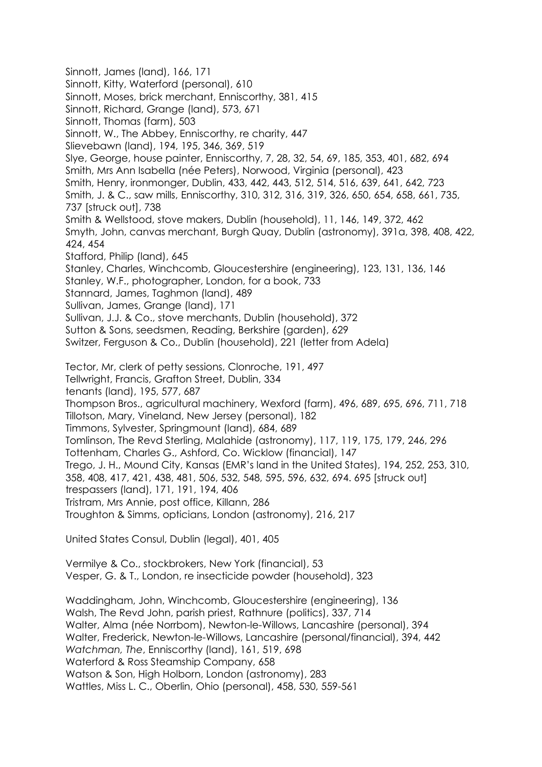Sinnott, James (land), 166, 171
Sinnott, Kitty, Waterford (personal), 610
Sinnott, Moses, brick merchant, Enniscorthy, 381, 415
Sinnott, Richard, Grange (land), 573, 671
Sinnott, Thomas (farm), 503
Sinnott, W., The Abbey, Enniscorthy, re charity, 447
Slievebawn (land), 194, 195, 346, 369, 519
Slye, George, house painter, Enniscorthy, 7, 28, 32, 54, 69, 185, 353, 401, 682, 694
Smith, Mrs Ann Isabella (née Peters), Norwood, Virginia (personal), 423
Smith, Henry, ironmonger, Dublin, 433, 442, 443, 512, 514, 516, 639, 641, 642, 723
Smith, J. & C., saw mills, Enniscorthy, 310, 312, 316, 319, 326, 650, 654, 658, 661, 735, 737 [struck out], 738
Smith & Wellstood, stove makers, Dublin (household), 11, 146, 149, 372, 462
Smyth, John, canvas merchant, Burgh Quay, Dublin (astronomy), 391a, 398, 408, 422, 424, 454
Stafford, Philip (land), 645
Stanley, Charles, Winchcomb, Gloucestershire (engineering), 123, 131, 136, 146
Stanley, W.F., photographer, London, for a book, 733
Stannard, James, Taghmon (land), 489
Sullivan, James, Grange (land), 171
Sullivan, J.J. & Co., stove merchants, Dublin (household), 372
Sutton & Sons, seedsmen, Reading, Berkshire (garden), 629
Switzer, Ferguson & Co., Dublin (household), 221 (letter from Adela)

Tector, Mr, clerk of petty sessions, Clonroche, 191, 497
Tellwright, Francis, Grafton Street, Dublin, 334
tenants (land), 195, 577, 687
Thompson Bros., agricultural machinery, Wexford (farm), 496, 689, 695, 696, 711, 718
Tillotson, Mary, Vineland, New Jersey (personal), 182
Timmons, Sylvester, Springmount (land), 684, 689
Tomlinson, The Revd Sterling, Malahide (astronomy), 117, 119, 175, 179, 246, 296
Tottenham, Charles G., Ashford, Co. Wicklow (financial), 147
Trego, J. H., Mound City, Kansas (EMR's land in the United States), 194, 252, 253, 310, 358, 408, 417, 421, 438, 481, 506, 532, 548, 595, 596, 632, 694. 695 [struck out]
trespassers (land), 171, 191, 194, 406
Tristram, Mrs Annie, post office, Killann, 286
Troughton & Simms, opticians, London (astronomy), 216, 217

United States Consul, Dublin (legal), 401, 405

Vermilye & Co., stockbrokers, New York (financial), 53
Vesper, G. & T., London, re insecticide powder (household), 323

Waddingham, John, Winchcomb, Gloucestershire (engineering), 136
Walsh, The Revd John, parish priest, Rathnure (politics), 337, 714
Walter, Alma (née Norrbom), Newton-le-Willows, Lancashire (personal), 394
Walter, Frederick, Newton-le-Willows, Lancashire (personal/financial), 394, 442
*Watchman, The*, Enniscorthy (land), 161, 519, 698
Waterford & Ross Steamship Company, 658
Watson & Son, High Holborn, London (astronomy), 283
Wattles, Miss L. C., Oberlin, Ohio (personal), 458, 530, 559-561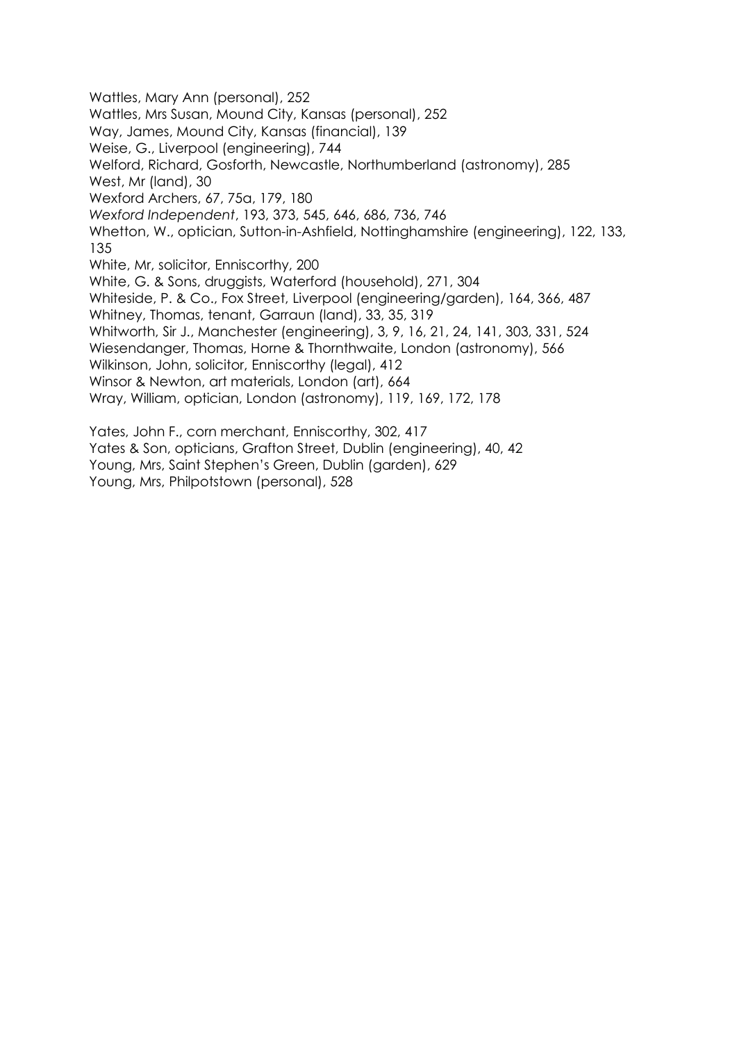Wattles, Mary Ann (personal), 252
Wattles, Mrs Susan, Mound City, Kansas (personal), 252
Way, James, Mound City, Kansas (financial), 139
Weise, G., Liverpool (engineering), 744
Welford, Richard, Gosforth, Newcastle, Northumberland (astronomy), 285
West, Mr (land), 30
Wexford Archers, 67, 75a, 179, 180
*Wexford Independent*, 193, 373, 545, 646, 686, 736, 746
Whetton, W., optician, Sutton-in-Ashfield, Nottinghamshire (engineering), 122, 133, 135
White, Mr, solicitor, Enniscorthy, 200
White, G. & Sons, druggists, Waterford (household), 271, 304
Whiteside, P. & Co., Fox Street, Liverpool (engineering/garden), 164, 366, 487
Whitney, Thomas, tenant, Garraun (land), 33, 35, 319
Whitworth, Sir J., Manchester (engineering), 3, 9, 16, 21, 24, 141, 303, 331, 524
Wiesendanger, Thomas, Horne & Thornthwaite, London (astronomy), 566
Wilkinson, John, solicitor, Enniscorthy (legal), 412
Winsor & Newton, art materials, London (art), 664
Wray, William, optician, London (astronomy), 119, 169, 172, 178

Yates, John F., corn merchant, Enniscorthy, 302, 417
Yates & Son, opticians, Grafton Street, Dublin (engineering), 40, 42
Young, Mrs, Saint Stephen's Green, Dublin (garden), 629
Young, Mrs, Philpotstown (personal), 528